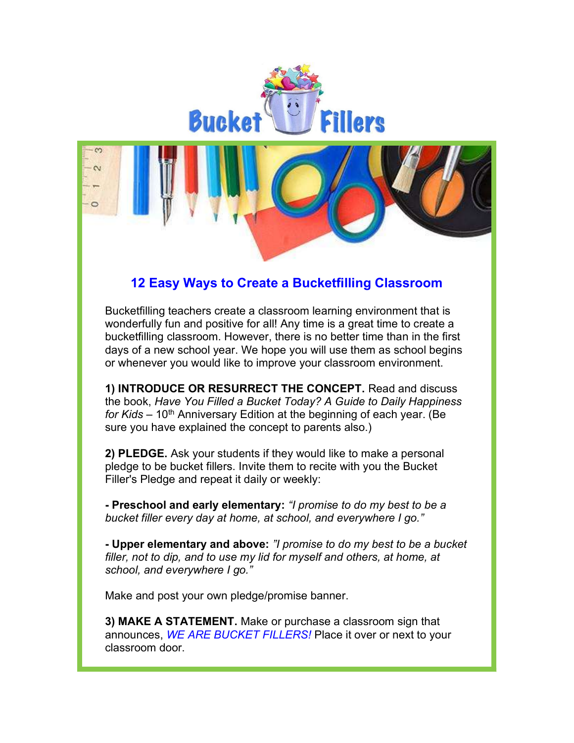# Bucket Fillers

## 12 Easy Ways to Create a Bucketfilling Classroom

Bucketfilling teachers create a classroom learning environment that is wonderfully fun and positive for all! Any time is a great time to create a bucketfilling classroom. However, there is no better time than in the first days of a new school year. We hope you will use them as school begins or whenever you would like to improve your classroom environment.

**1) INTRODUCE OR RESURRECT THE CONCEPT.** Read and discuss the book, *Have You Filled a Bucket Today? A Guide to Daily Happiness for Kids* – 10th Anniversary Edition at the beginning of each year. (Be sure you have explained the concept to parents also.)

**2) PLEDGE.** Ask your students if they would like to make a personal pledge to be bucket fillers. Invite them to recite with you the Bucket Filler's Pledge and repeat it daily or weekly:

**- Preschool and early elementary:** *"I promise to do my best to be a bucket filler every day at home, at school, and everywhere I go."*

**- Upper elementary and above:** *"I promise to do my best to be a bucket filler, not to dip, and to use my lid for myself and others, at home, at school, and everywhere I go."*

Make and post your own pledge/promise banner.

**3) MAKE A STATEMENT.** Make or purchase a classroom sign that announces, *WE ARE BUCKET FILLERS!* Place it over or next to your classroom door.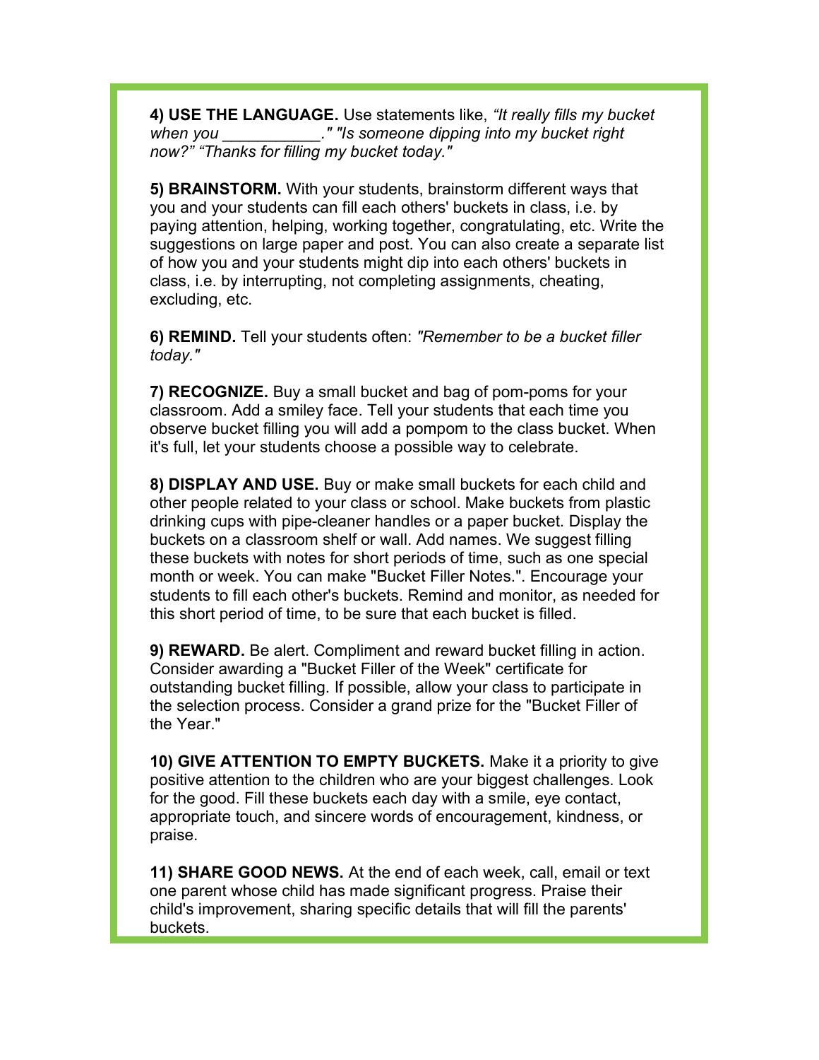**4) USE THE LANGUAGE.** Use statements like, *"It really fills my bucket when you ___________." "Is someone dipping into my bucket right now?" "Thanks for filling my bucket today."*

**5) BRAINSTORM.** With your students, brainstorm different ways that you and your students can fill each others' buckets in class, i.e. by paying attention, helping, working together, congratulating, etc. Write the suggestions on large paper and post. You can also create a separate list of how you and your students might dip into each others' buckets in class, i.e. by interrupting, not completing assignments, cheating, excluding, etc.

**6) REMIND.** Tell your students often: *"Remember to be a bucket filler today."*

**7) RECOGNIZE.** Buy a small bucket and bag of pom-poms for your classroom. Add a smiley face. Tell your students that each time you observe bucket filling you will add a pompom to the class bucket. When it's full, let your students choose a possible way to celebrate.

**8) DISPLAY AND USE.** Buy or make small buckets for each child and other people related to your class or school. Make buckets from plastic drinking cups with pipe-cleaner handles or a paper bucket. Display the buckets on a classroom shelf or wall. Add names. We suggest filling these buckets with notes for short periods of time, such as one special month or week. You can make "Bucket Filler Notes.". Encourage your students to fill each other's buckets. Remind and monitor, as needed for this short period of time, to be sure that each bucket is filled.

**9) REWARD.** Be alert. Compliment and reward bucket filling in action. Consider awarding a "Bucket Filler of the Week" certificate for outstanding bucket filling. If possible, allow your class to participate in the selection process. Consider a grand prize for the "Bucket Filler of the Year."

**10) GIVE ATTENTION TO EMPTY BUCKETS.** Make it a priority to give positive attention to the children who are your biggest challenges. Look for the good. Fill these buckets each day with a smile, eye contact, appropriate touch, and sincere words of encouragement, kindness, or praise.

**11) SHARE GOOD NEWS.** At the end of each week, call, email or text one parent whose child has made significant progress. Praise their child's improvement, sharing specific details that will fill the parents' buckets.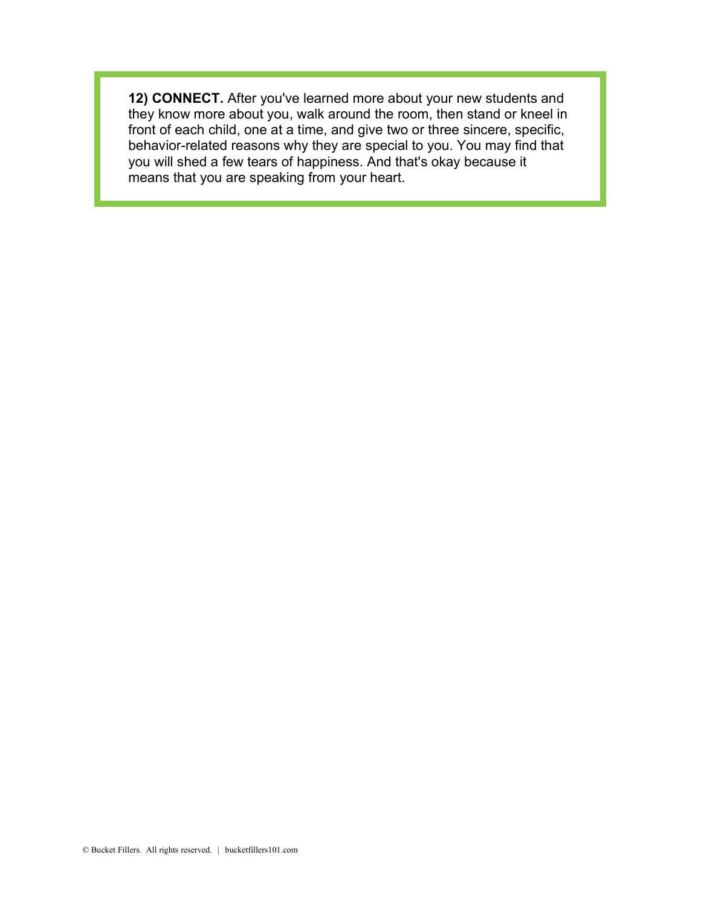**12) CONNECT.** After you've learned more about your new students and they know more about you, walk around the room, then stand or kneel in front of each child, one at a time, and give two or three sincere, specific, behavior-related reasons why they are special to you. You may find that you will shed a few tears of happiness. And that's okay because it means that you are speaking from your heart.